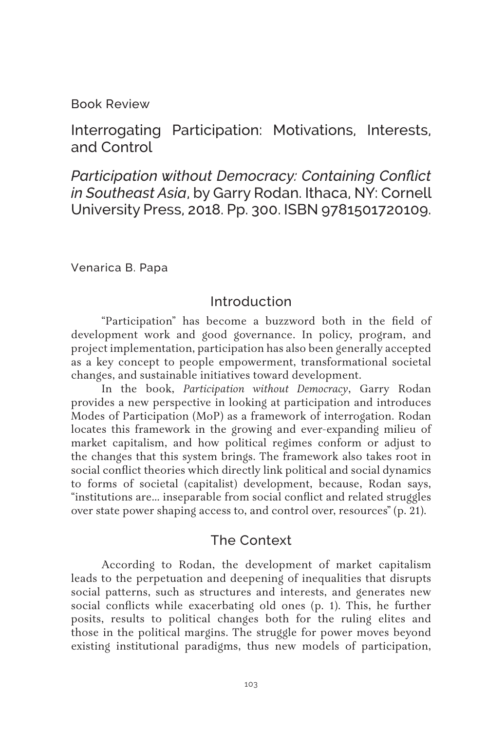Book Review

# Interrogating Participation: Motivations, Interests, and Control

## *Participation without Democracy: Containing Conflict in Southeast Asia*, by Garry Rodan. Ithaca, NY: Cornell University Press, 2018. Pp. 300. ISBN 9781501720109.

Venarica B. Papa

## Introduction

"Participation" has become a buzzword both in the field of development work and good governance. In policy, program, and project implementation, participation has also been generally accepted as a key concept to people empowerment, transformational societal changes, and sustainable initiatives toward development.

In the book, *Participation without Democracy*, Garry Rodan provides a new perspective in looking at participation and introduces Modes of Participation (MoP) as a framework of interrogation. Rodan locates this framework in the growing and ever-expanding milieu of market capitalism, and how political regimes conform or adjust to the changes that this system brings. The framework also takes root in social conflict theories which directly link political and social dynamics to forms of societal (capitalist) development, because, Rodan says, "institutions are... inseparable from social conflict and related struggles over state power shaping access to, and control over, resources" (p. 21).

## The Context

According to Rodan, the development of market capitalism leads to the perpetuation and deepening of inequalities that disrupts social patterns, such as structures and interests, and generates new social conflicts while exacerbating old ones (p. 1). This, he further posits, results to political changes both for the ruling elites and those in the political margins. The struggle for power moves beyond existing institutional paradigms, thus new models of participation,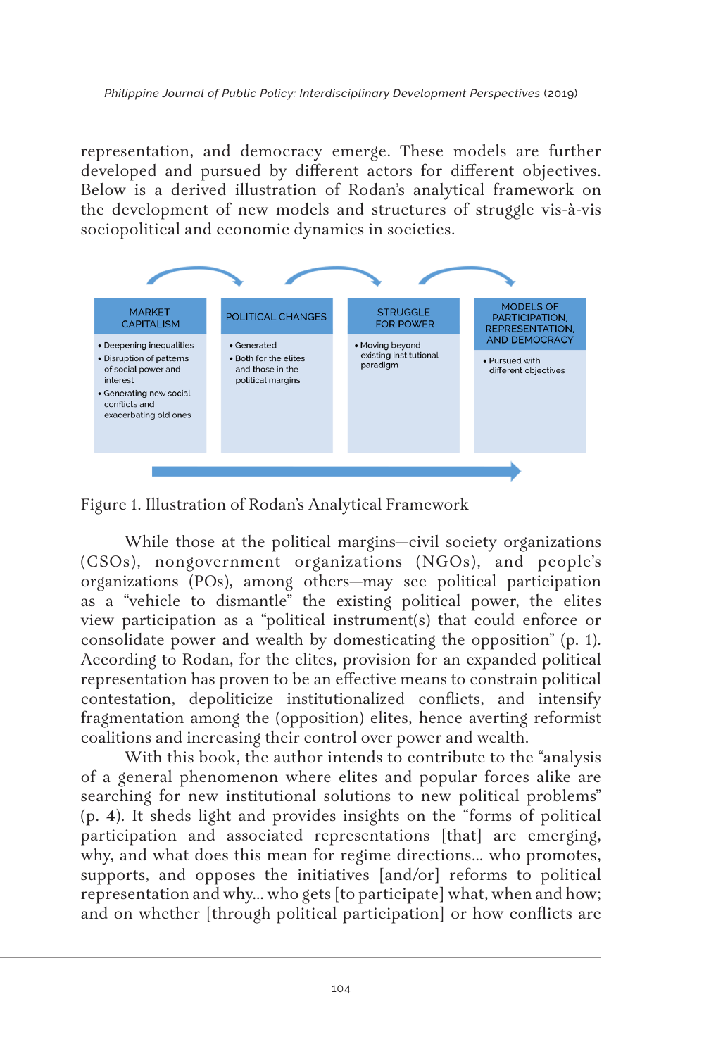representation, and democracy emerge. These models are further developed and pursued by different actors for different objectives. Below is a derived illustration of Rodan's analytical framework on the development of new models and structures of struggle vis-à-vis sociopolitical and economic dynamics in societies.

| MARKET CAPITALISM | POLITICAL CHANGES | STRUGGLE FOR POWER | MODELS OF PARTICIPATION, REPRESENTATION, AND DEMOCRACY |
|---|---|---|---|
| • Deepening inequalities<br>• Disruption of patterns of social power and interest<br>• Generating new social conflicts and exacerbating old ones | • Generated<br>• Both for the elites and those in the political margins | • Moving beyond existing institutional paradigm | • Pursued with different objectives |

Figure 1. Illustration of Rodan's Analytical Framework

While those at the political margins—civil society organizations (CSOs), nongovernment organizations (NGOs), and people's organizations (POs), among others—may see political participation as a "vehicle to dismantle" the existing political power, the elites view participation as a "political instrument(s) that could enforce or consolidate power and wealth by domesticating the opposition" (p. 1). According to Rodan, for the elites, provision for an expanded political representation has proven to be an effective means to constrain political contestation, depoliticize institutionalized conflicts, and intensify fragmentation among the (opposition) elites, hence averting reformist coalitions and increasing their control over power and wealth.

With this book, the author intends to contribute to the "analysis of a general phenomenon where elites and popular forces alike are searching for new institutional solutions to new political problems" (p. 4). It sheds light and provides insights on the "forms of political participation and associated representations [that] are emerging, why, and what does this mean for regime directions… who promotes, supports, and opposes the initiatives [and/or] reforms to political representation and why… who gets [to participate] what, when and how; and on whether [through political participation] or how conflicts are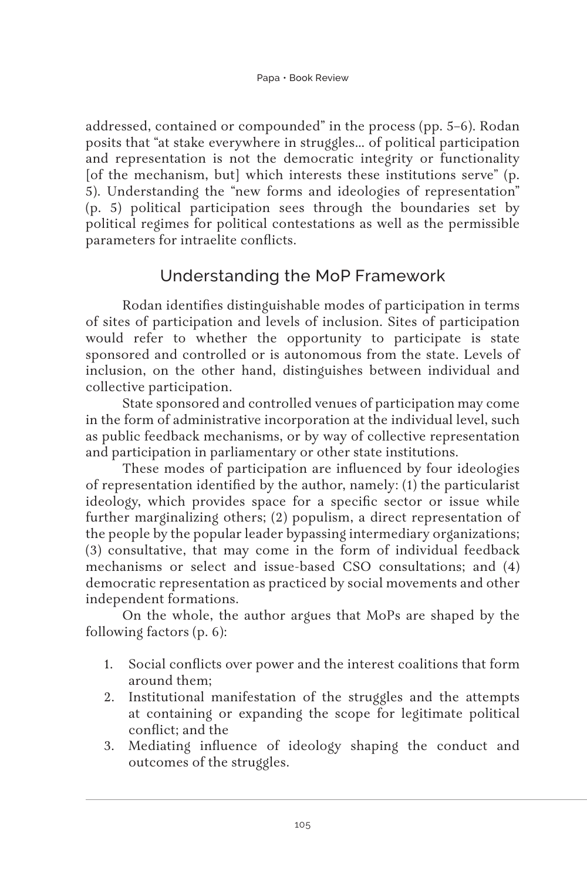addressed, contained or compounded" in the process (pp. 5–6). Rodan posits that "at stake everywhere in struggles... of political participation and representation is not the democratic integrity or functionality [of the mechanism, but] which interests these institutions serve" (p. 5). Understanding the "new forms and ideologies of representation" (p. 5) political participation sees through the boundaries set by political regimes for political contestations as well as the permissible parameters for intraelite conflicts.

## Understanding the MoP Framework

Rodan identifies distinguishable modes of participation in terms of sites of participation and levels of inclusion. Sites of participation would refer to whether the opportunity to participate is state sponsored and controlled or is autonomous from the state. Levels of inclusion, on the other hand, distinguishes between individual and collective participation.

State sponsored and controlled venues of participation may come in the form of administrative incorporation at the individual level, such as public feedback mechanisms, or by way of collective representation and participation in parliamentary or other state institutions.

These modes of participation are influenced by four ideologies of representation identified by the author, namely: (1) the particularist ideology, which provides space for a specific sector or issue while further marginalizing others; (2) populism, a direct representation of the people by the popular leader bypassing intermediary organizations; (3) consultative, that may come in the form of individual feedback mechanisms or select and issue-based CSO consultations; and (4) democratic representation as practiced by social movements and other independent formations.

On the whole, the author argues that MoPs are shaped by the following factors (p. 6):

1. Social conflicts over power and the interest coalitions that form around them;
2. Institutional manifestation of the struggles and the attempts at containing or expanding the scope for legitimate political conflict; and the
3. Mediating influence of ideology shaping the conduct and outcomes of the struggles.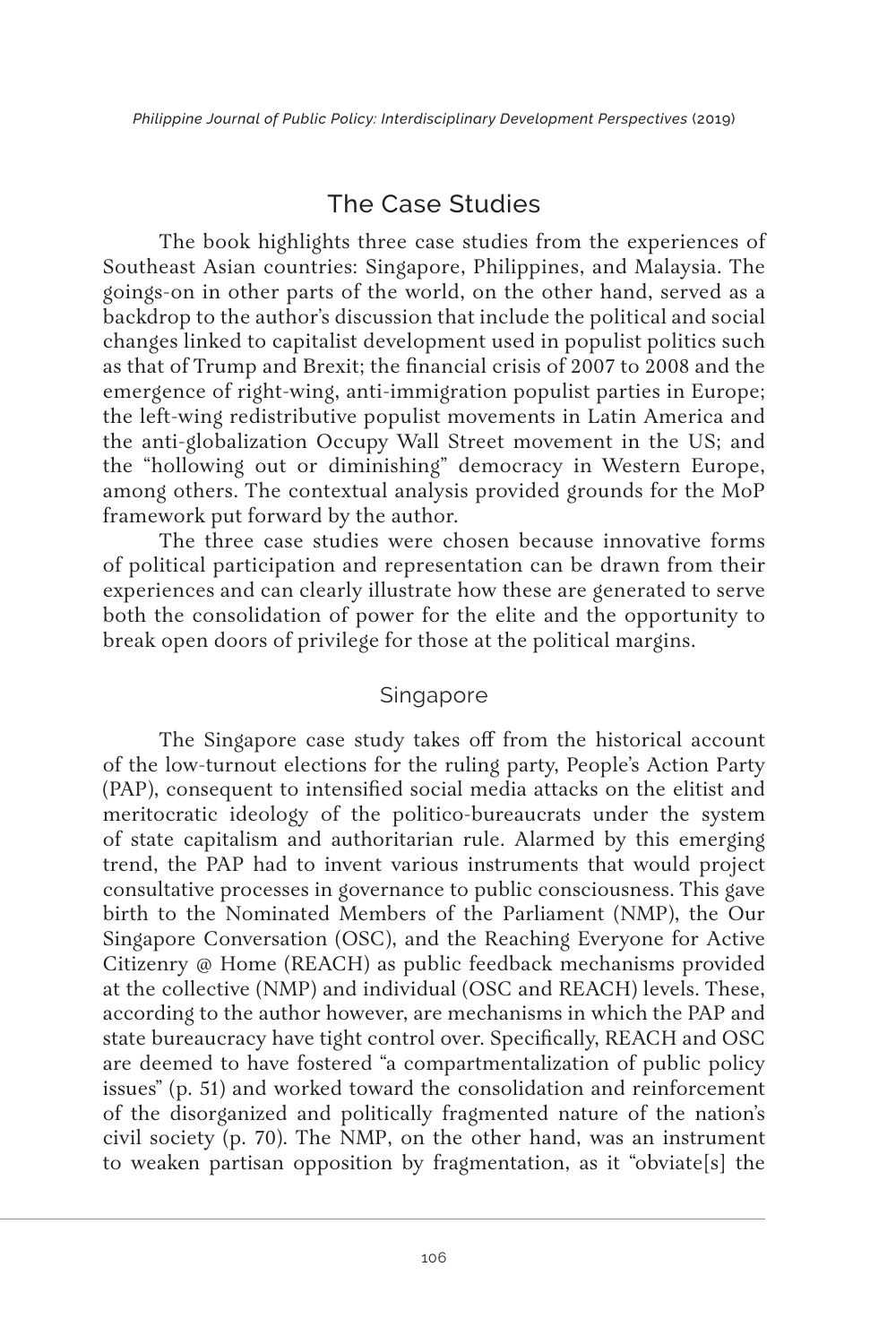## The Case Studies

The book highlights three case studies from the experiences of Southeast Asian countries: Singapore, Philippines, and Malaysia. The goings-on in other parts of the world, on the other hand, served as a backdrop to the author's discussion that include the political and social changes linked to capitalist development used in populist politics such as that of Trump and Brexit; the financial crisis of 2007 to 2008 and the emergence of right-wing, anti-immigration populist parties in Europe; the left-wing redistributive populist movements in Latin America and the anti-globalization Occupy Wall Street movement in the US; and the "hollowing out or diminishing" democracy in Western Europe, among others. The contextual analysis provided grounds for the MoP framework put forward by the author.

The three case studies were chosen because innovative forms of political participation and representation can be drawn from their experiences and can clearly illustrate how these are generated to serve both the consolidation of power for the elite and the opportunity to break open doors of privilege for those at the political margins.

### Singapore

The Singapore case study takes off from the historical account of the low-turnout elections for the ruling party, People's Action Party (PAP), consequent to intensified social media attacks on the elitist and meritocratic ideology of the politico-bureaucrats under the system of state capitalism and authoritarian rule. Alarmed by this emerging trend, the PAP had to invent various instruments that would project consultative processes in governance to public consciousness. This gave birth to the Nominated Members of the Parliament (NMP), the Our Singapore Conversation (OSC), and the Reaching Everyone for Active Citizenry @ Home (REACH) as public feedback mechanisms provided at the collective (NMP) and individual (OSC and REACH) levels. These, according to the author however, are mechanisms in which the PAP and state bureaucracy have tight control over. Specifically, REACH and OSC are deemed to have fostered "a compartmentalization of public policy issues" (p. 51) and worked toward the consolidation and reinforcement of the disorganized and politically fragmented nature of the nation's civil society (p. 70). The NMP, on the other hand, was an instrument to weaken partisan opposition by fragmentation, as it "obviate[s] the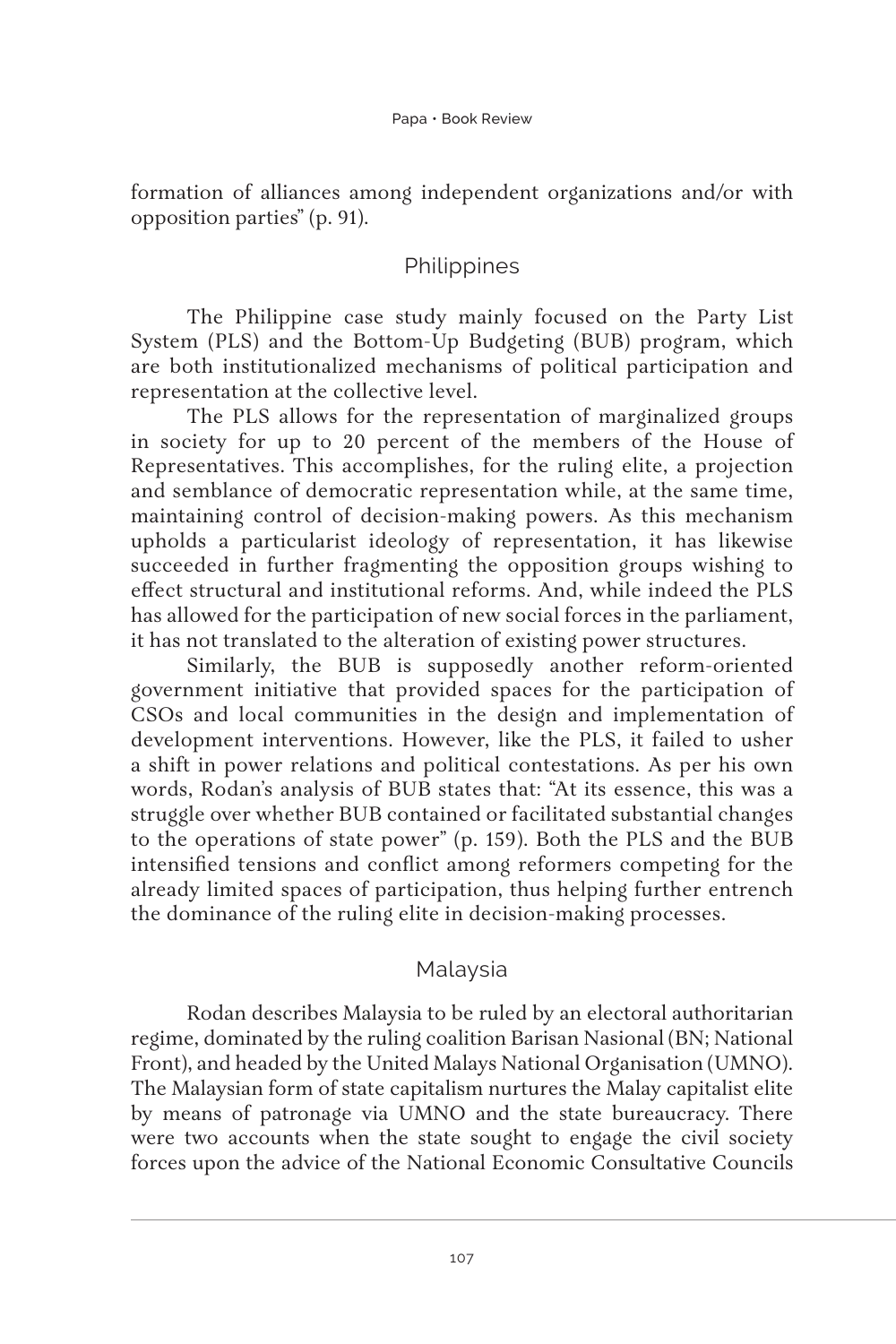formation of alliances among independent organizations and/or with opposition parties" (p. 91).

## Philippines

The Philippine case study mainly focused on the Party List System (PLS) and the Bottom-Up Budgeting (BUB) program, which are both institutionalized mechanisms of political participation and representation at the collective level.

The PLS allows for the representation of marginalized groups in society for up to 20 percent of the members of the House of Representatives. This accomplishes, for the ruling elite, a projection and semblance of democratic representation while, at the same time, maintaining control of decision-making powers. As this mechanism upholds a particularist ideology of representation, it has likewise succeeded in further fragmenting the opposition groups wishing to effect structural and institutional reforms. And, while indeed the PLS has allowed for the participation of new social forces in the parliament, it has not translated to the alteration of existing power structures.

Similarly, the BUB is supposedly another reform-oriented government initiative that provided spaces for the participation of CSOs and local communities in the design and implementation of development interventions. However, like the PLS, it failed to usher a shift in power relations and political contestations. As per his own words, Rodan's analysis of BUB states that: "At its essence, this was a struggle over whether BUB contained or facilitated substantial changes to the operations of state power" (p. 159). Both the PLS and the BUB intensified tensions and conflict among reformers competing for the already limited spaces of participation, thus helping further entrench the dominance of the ruling elite in decision-making processes.

## Malaysia

Rodan describes Malaysia to be ruled by an electoral authoritarian regime, dominated by the ruling coalition Barisan Nasional (BN; National Front), and headed by the United Malays National Organisation (UMNO). The Malaysian form of state capitalism nurtures the Malay capitalist elite by means of patronage via UMNO and the state bureaucracy. There were two accounts when the state sought to engage the civil society forces upon the advice of the National Economic Consultative Councils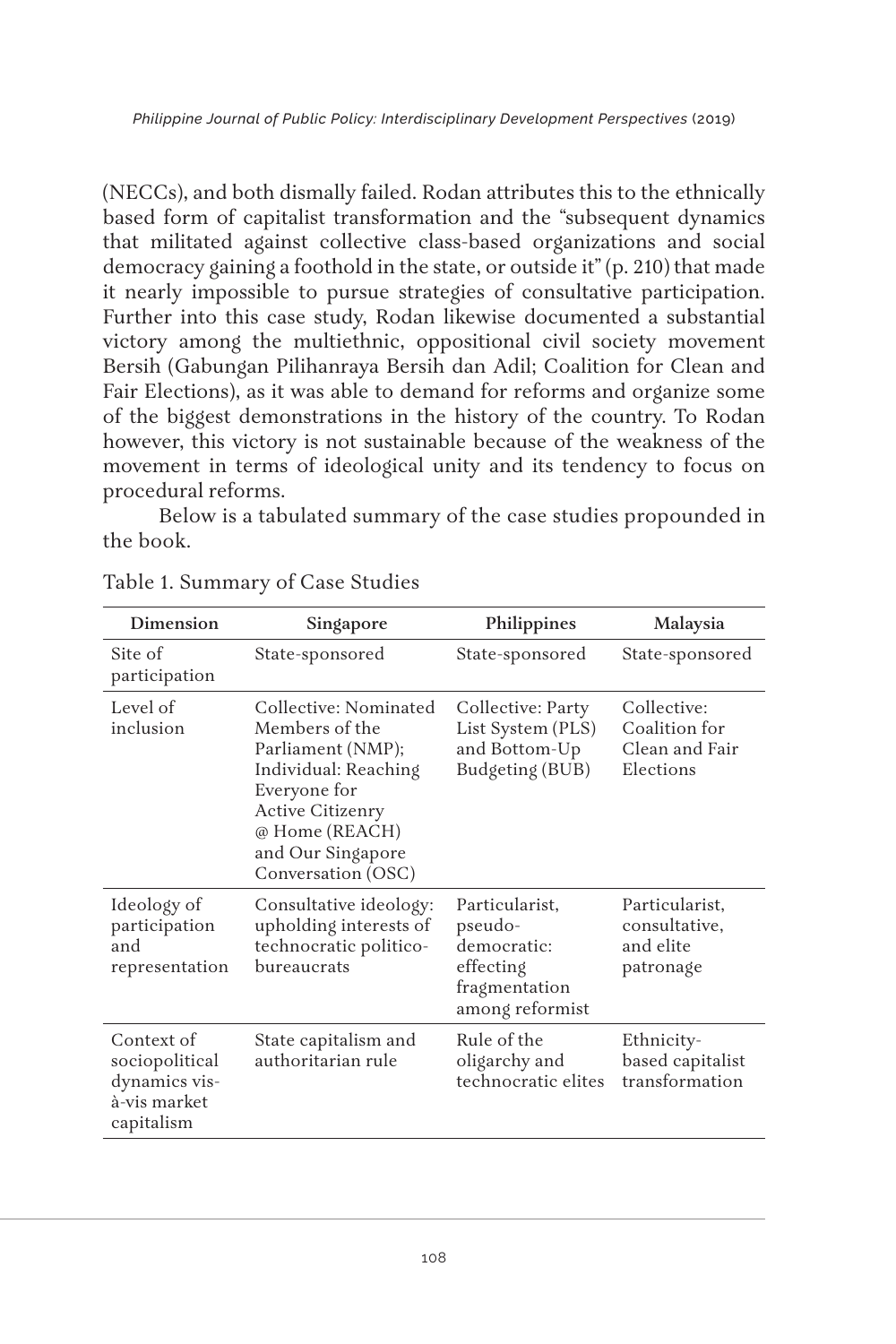(NECCs), and both dismally failed. Rodan attributes this to the ethnically based form of capitalist transformation and the "subsequent dynamics that militated against collective class-based organizations and social democracy gaining a foothold in the state, or outside it" (p. 210) that made it nearly impossible to pursue strategies of consultative participation. Further into this case study, Rodan likewise documented a substantial victory among the multiethnic, oppositional civil society movement Bersih (Gabungan Pilihanraya Bersih dan Adil; Coalition for Clean and Fair Elections), as it was able to demand for reforms and organize some of the biggest demonstrations in the history of the country. To Rodan however, this victory is not sustainable because of the weakness of the movement in terms of ideological unity and its tendency to focus on procedural reforms.

Below is a tabulated summary of the case studies propounded in the book.

Table 1. Summary of Case Studies

| Dimension | Singapore | Philippines | Malaysia |
|---|---|---|---|
| Site of participation | State-sponsored | State-sponsored | State-sponsored |
| Level of inclusion | Collective: Nominated Members of the Parliament (NMP); Individual: Reaching Everyone for Active Citizenry @ Home (REACH) and Our Singapore Conversation (OSC) | Collective: Party List System (PLS) and Bottom-Up Budgeting (BUB) | Collective: Coalition for Clean and Fair Elections |
| Ideology of participation and representation | Consultative ideology: upholding interests of technocratic politico-bureaucrats | Particularist, pseudo-democratic: effecting fragmentation among reformist | Particularist, consultative, and elite patronage |
| Context of sociopolitical dynamics vis-à-vis market capitalism | State capitalism and authoritarian rule | Rule of the oligarchy and technocratic elites | Ethnicity-based capitalist transformation |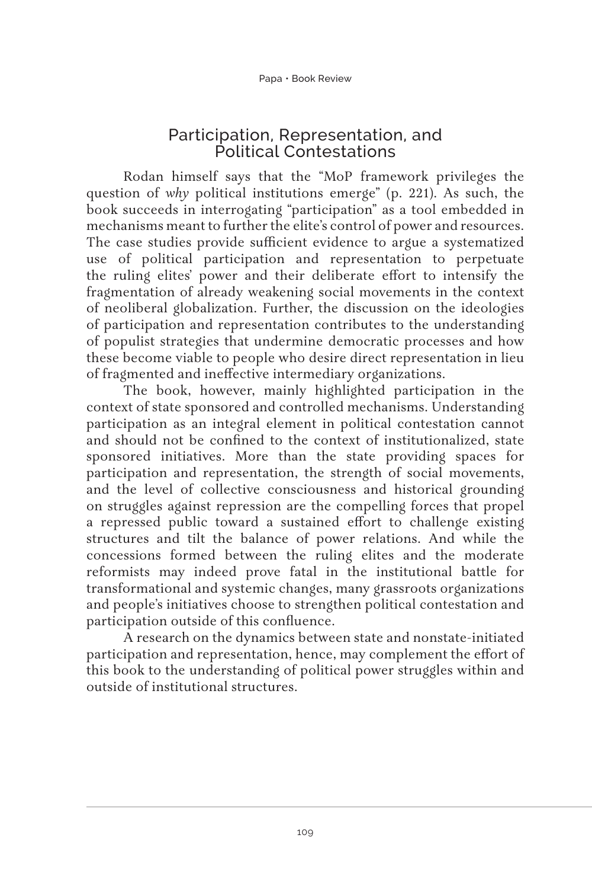## Participation, Representation, and Political Contestations

Rodan himself says that the "MoP framework privileges the question of *why* political institutions emerge" (p. 221). As such, the book succeeds in interrogating "participation" as a tool embedded in mechanisms meant to further the elite's control of power and resources. The case studies provide sufficient evidence to argue a systematized use of political participation and representation to perpetuate the ruling elites' power and their deliberate effort to intensify the fragmentation of already weakening social movements in the context of neoliberal globalization. Further, the discussion on the ideologies of participation and representation contributes to the understanding of populist strategies that undermine democratic processes and how these become viable to people who desire direct representation in lieu of fragmented and ineffective intermediary organizations.

The book, however, mainly highlighted participation in the context of state sponsored and controlled mechanisms. Understanding participation as an integral element in political contestation cannot and should not be confined to the context of institutionalized, state sponsored initiatives. More than the state providing spaces for participation and representation, the strength of social movements, and the level of collective consciousness and historical grounding on struggles against repression are the compelling forces that propel a repressed public toward a sustained effort to challenge existing structures and tilt the balance of power relations. And while the concessions formed between the ruling elites and the moderate reformists may indeed prove fatal in the institutional battle for transformational and systemic changes, many grassroots organizations and people's initiatives choose to strengthen political contestation and participation outside of this confluence.

A research on the dynamics between state and nonstate-initiated participation and representation, hence, may complement the effort of this book to the understanding of political power struggles within and outside of institutional structures.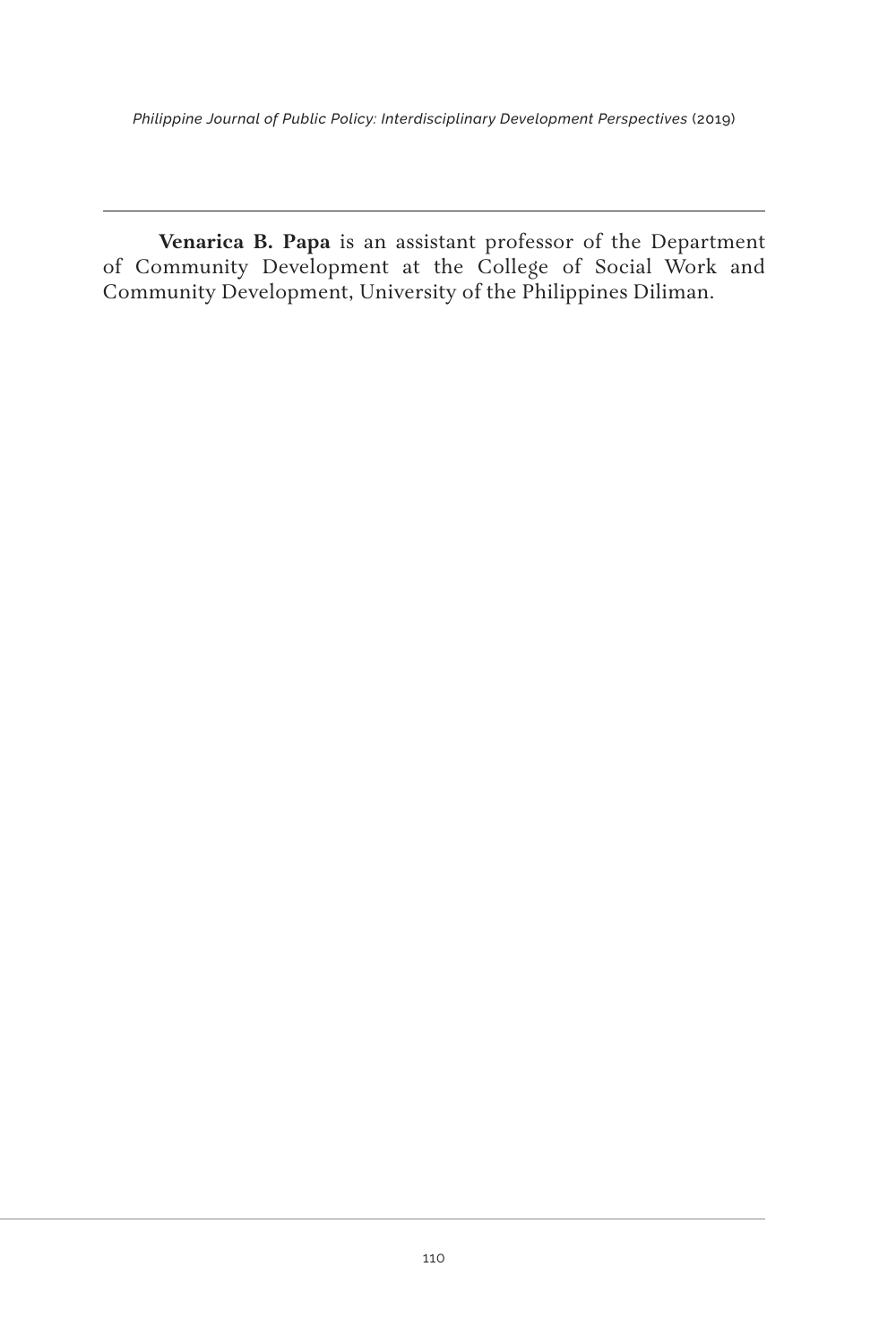**Venarica B. Papa** is an assistant professor of the Department of Community Development at the College of Social Work and Community Development, University of the Philippines Diliman.